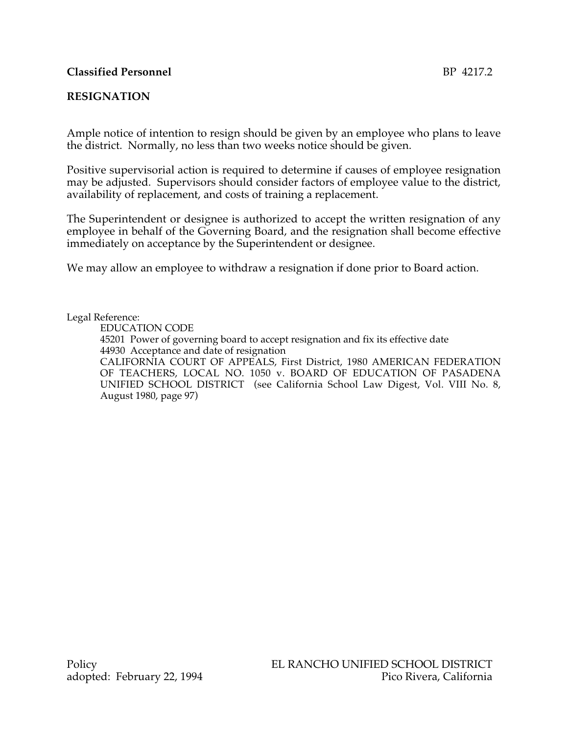**Classified Personnel** BP 4217.2

## RESIGNATION

Ample notice of intention to resign should be given by an employee who plans to leave the district. Normally, no less than two weeks notice should be given.

Positive supervisorial action is required to determine if causes of employee resignation may be adjusted. Supervisors should consider factors of employee value to the district, availability of replacement, and costs of training a replacement.

The Superintendent or designee is authorized to accept the written resignation of any employee in behalf of the Governing Board, and the resignation shall become effective immediately on acceptance by the Superintendent or designee.

We may allow an employee to withdraw a resignation if done prior to Board action.

Legal Reference:

EDUCATION CODE

45201 Power of governing board to accept resignation and fix its effective date

44930 Acceptance and date of resignation

CALIFORNIA COURT OF APPEALS, First District, 1980 AMERICAN FEDERATION OF TEACHERS, LOCAL NO. 1050 v. BOARD OF EDUCATION OF PASADENA UNIFIED SCHOOL DISTRICT (see California School Law Digest, Vol. VIII No. 8, August 1980, page 97)

Policy
adopted: February 22, 1994

EL RANCHO UNIFIED SCHOOL DISTRICT
Pico Rivera, California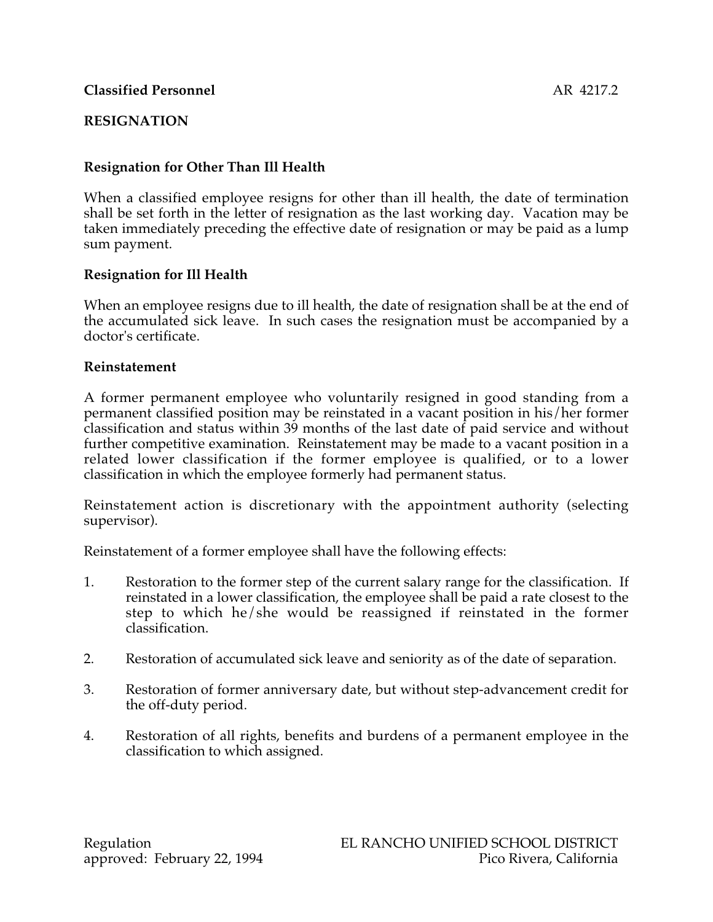**Classified Personnel** AR 4217.2

**RESIGNATION**

**Resignation for Other Than Ill Health**

When a classified employee resigns for other than ill health, the date of termination shall be set forth in the letter of resignation as the last working day. Vacation may be taken immediately preceding the effective date of resignation or may be paid as a lump sum payment.

**Resignation for Ill Health**

When an employee resigns due to ill health, the date of resignation shall be at the end of the accumulated sick leave. In such cases the resignation must be accompanied by a doctor's certificate.

**Reinstatement**

A former permanent employee who voluntarily resigned in good standing from a permanent classified position may be reinstated in a vacant position in his/her former classification and status within 39 months of the last date of paid service and without further competitive examination. Reinstatement may be made to a vacant position in a related lower classification if the former employee is qualified, or to a lower classification in which the employee formerly had permanent status.

Reinstatement action is discretionary with the appointment authority (selecting supervisor).

Reinstatement of a former employee shall have the following effects:

1. Restoration to the former step of the current salary range for the classification. If reinstated in a lower classification, the employee shall be paid a rate closest to the step to which he/she would be reassigned if reinstated in the former classification.

2. Restoration of accumulated sick leave and seniority as of the date of separation.

3. Restoration of former anniversary date, but without step-advancement credit for the off-duty period.

4. Restoration of all rights, benefits and burdens of a permanent employee in the classification to which assigned.

Regulation
approved: February 22, 1994

EL RANCHO UNIFIED SCHOOL DISTRICT
Pico Rivera, California